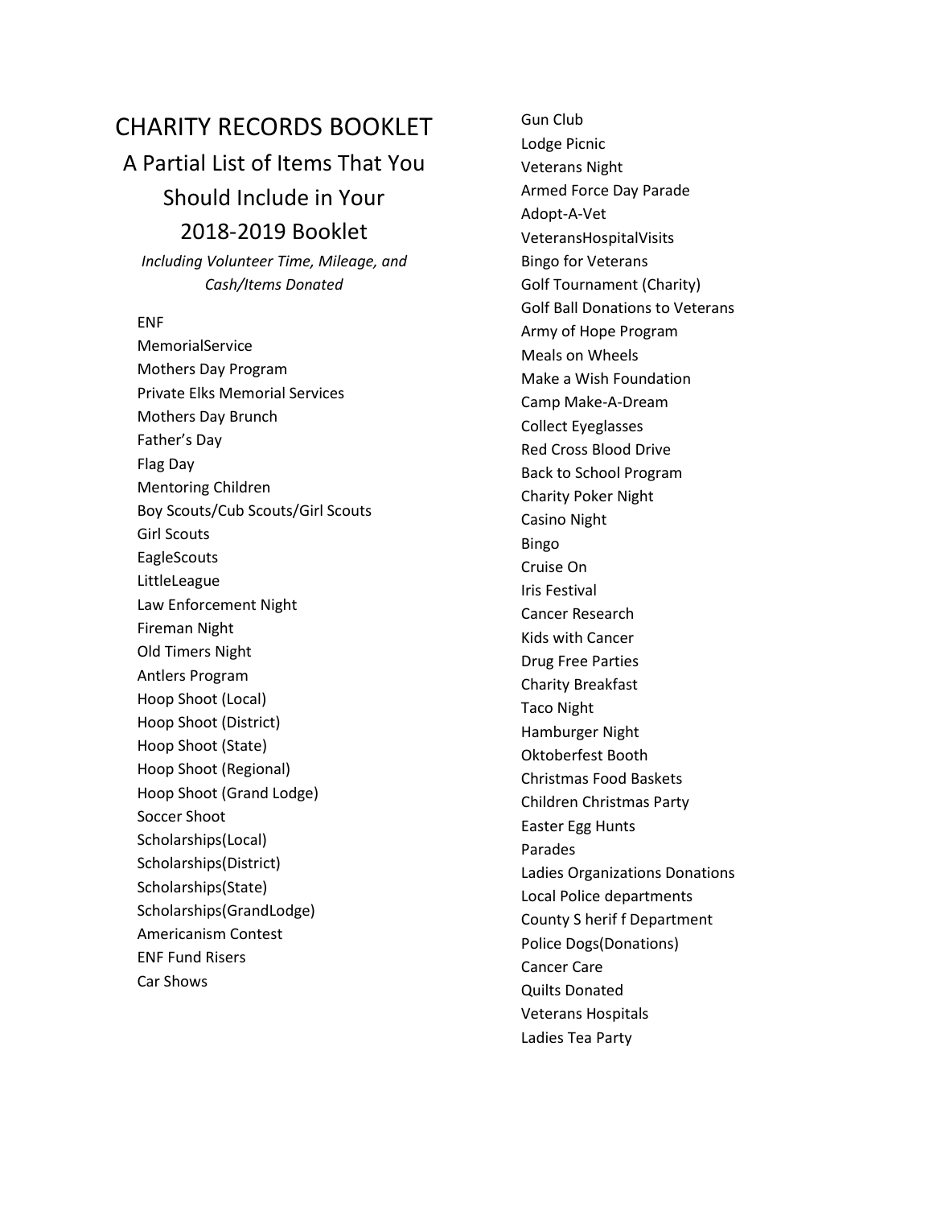# CHARITY RECORDS BOOKLET

## A Partial List of Items That You Should Include in Your 2018-2019 Booklet

*Including Volunteer Time, Mileage, and Cash/Items Donated*

- ENF
- MemorialService
- Mothers Day Program
- Private Elks Memorial Services
- Mothers Day Brunch
- Father's Day
- Flag Day
- Mentoring Children
- Boy Scouts/Cub Scouts/Girl Scouts
- Girl Scouts
- EagleScouts
- LittleLeague
- Law Enforcement Night
- Fireman Night
- Old Timers Night
- Antlers Program
- Hoop Shoot (Local)
- Hoop Shoot (District)
- Hoop Shoot (State)
- Hoop Shoot (Regional)
- Hoop Shoot (Grand Lodge)
- Soccer Shoot
- Scholarships(Local)
- Scholarships(District)
- Scholarships(State)
- Scholarships(GrandLodge)
- Americanism Contest
- ENF Fund Risers
- Car Shows
- Gun Club
- Lodge Picnic
- Veterans Night
- Armed Force Day Parade
- Adopt-A-Vet
- VeteransHospitalVisits
- Bingo for Veterans
- Golf Tournament (Charity)
- Golf Ball Donations to Veterans
- Army of Hope Program
- Meals on Wheels
- Make a Wish Foundation
- Camp Make-A-Dream
- Collect Eyeglasses
- Red Cross Blood Drive
- Back to School Program
- Charity Poker Night
- Casino Night
- Bingo
- Cruise On
- Iris Festival
- Cancer Research
- Kids with Cancer
- Drug Free Parties
- Charity Breakfast
- Taco Night
- Hamburger Night
- Oktoberfest Booth
- Christmas Food Baskets
- Children Christmas Party
- Easter Egg Hunts
- Parades
- Ladies Organizations Donations
- Local Police departments
- County S herif f Department
- Police Dogs(Donations)
- Cancer Care
- Quilts Donated
- Veterans Hospitals
- Ladies Tea Party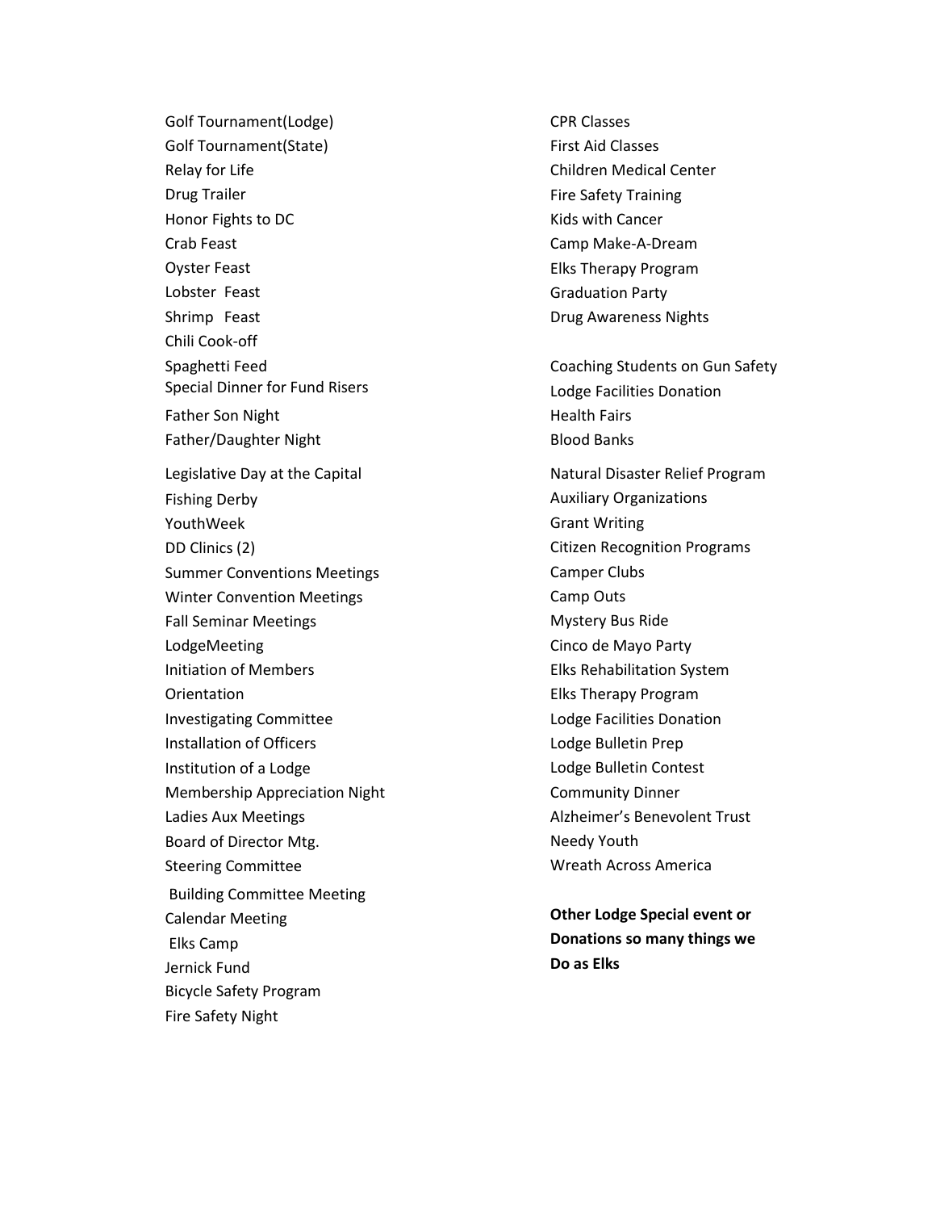Golf Tournament(Lodge)
Golf Tournament(State)
Relay for Life
Drug Trailer
Honor Fights to DC
Crab Feast
Oyster Feast
Lobster Feast
Shrimp Feast
Chili Cook-off
Spaghetti Feed
Special Dinner for Fund Risers
Father Son Night
Father/Daughter Night

Legislative Day at the Capital
Fishing Derby
YouthWeek
DD Clinics (2)
Summer Conventions Meetings
Winter Convention Meetings
Fall Seminar Meetings
LodgeMeeting
Initiation of Members
Orientation
Investigating Committee
Installation of Officers
Institution of a Lodge
Membership Appreciation Night
Ladies Aux Meetings
Board of Director Mtg.
Steering Committee
Building Committee Meeting
Calendar Meeting
Elks Camp
Jernick Fund
Bicycle Safety Program
Fire Safety Night

CPR Classes
First Aid Classes
Children Medical Center
Fire Safety Training
Kids with Cancer
Camp Make-A-Dream
Elks Therapy Program
Graduation Party
Drug Awareness Nights

Coaching Students on Gun Safety
Lodge Facilities Donation
Health Fairs
Blood Banks

Natural Disaster Relief Program
Auxiliary Organizations
Grant Writing
Citizen Recognition Programs
Camper Clubs
Camp Outs
Mystery Bus Ride
Cinco de Mayo Party
Elks Rehabilitation System
Elks Therapy Program
Lodge Facilities Donation
Lodge Bulletin Prep
Lodge Bulletin Contest
Community Dinner
Alzheimer's Benevolent Trust
Needy Youth
Wreath Across America

**Other Lodge Special event or Donations so many things we Do as Elks**